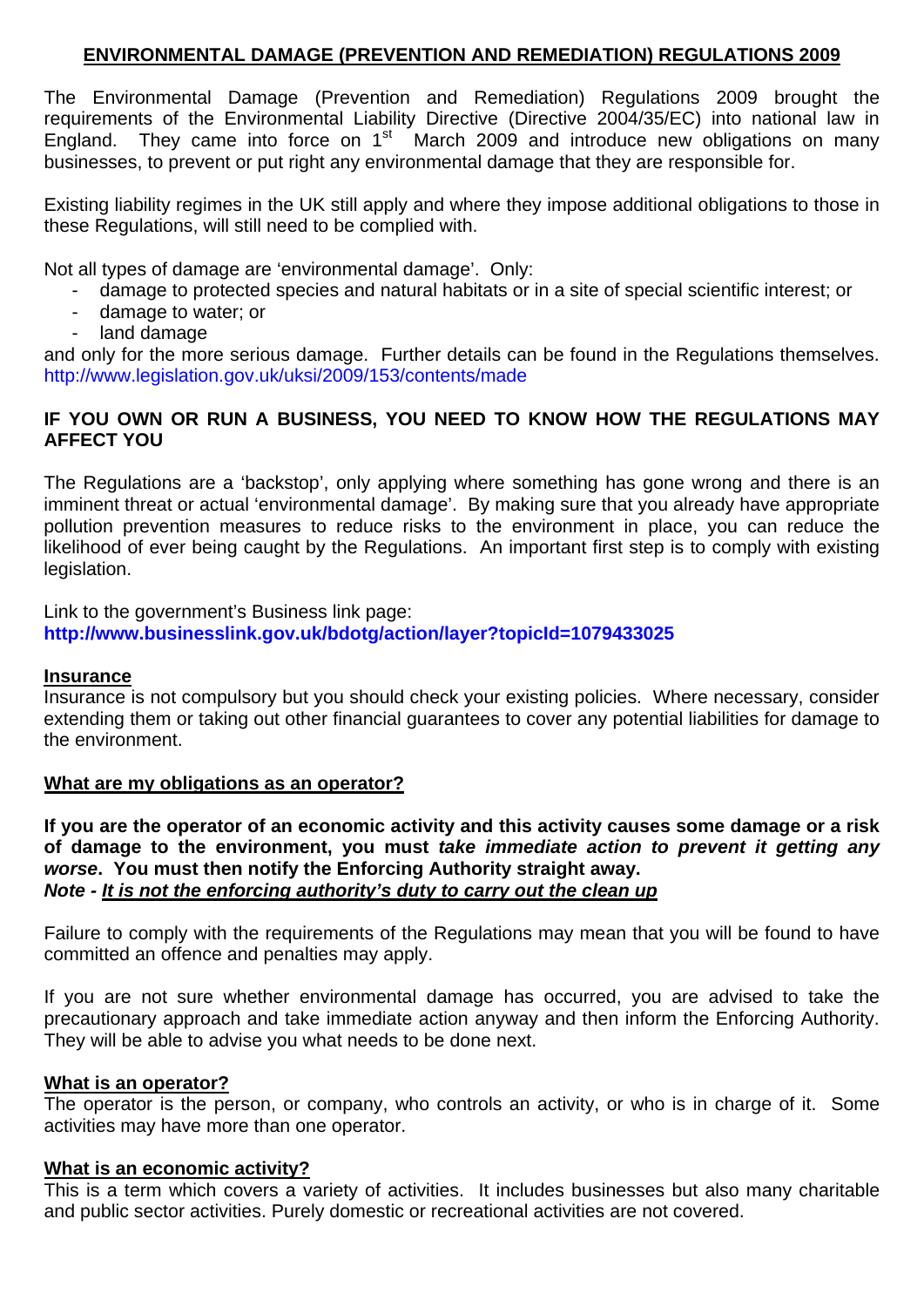# ENVIRONMENTAL DAMAGE (PREVENTION AND REMEDIATION) REGULATIONS 2009

The Environmental Damage (Prevention and Remediation) Regulations 2009 brought the requirements of the Environmental Liability Directive (Directive 2004/35/EC) into national law in England. They came into force on 1st March 2009 and introduce new obligations on many businesses, to prevent or put right any environmental damage that they are responsible for.

Existing liability regimes in the UK still apply and where they impose additional obligations to those in these Regulations, will still need to be complied with.

Not all types of damage are 'environmental damage'. Only:

- damage to protected species and natural habitats or in a site of special scientific interest; or
- damage to water; or
- land damage

and only for the more serious damage. Further details can be found in the Regulations themselves. http://www.legislation.gov.uk/uksi/2009/153/contents/made

## IF YOU OWN OR RUN A BUSINESS, YOU NEED TO KNOW HOW THE REGULATIONS MAY AFFECT YOU

The Regulations are a 'backstop', only applying where something has gone wrong and there is an imminent threat or actual 'environmental damage'. By making sure that you already have appropriate pollution prevention measures to reduce risks to the environment in place, you can reduce the likelihood of ever being caught by the Regulations. An important first step is to comply with existing legislation.

Link to the government's Business link page:
**http://www.businesslink.gov.uk/bdotg/action/layer?topicId=1079433025**

### Insurance

Insurance is not compulsory but you should check your existing policies. Where necessary, consider extending them or taking out other financial guarantees to cover any potential liabilities for damage to the environment.

### What are my obligations as an operator?

**If you are the operator of an economic activity and this activity causes some damage or a risk of damage to the environment, you must *take immediate action to prevent it getting any worse*. You must then notify the Enforcing Authority straight away.**
***Note - It is not the enforcing authority's duty to carry out the clean up***

Failure to comply with the requirements of the Regulations may mean that you will be found to have committed an offence and penalties may apply.

If you are not sure whether environmental damage has occurred, you are advised to take the precautionary approach and take immediate action anyway and then inform the Enforcing Authority. They will be able to advise you what needs to be done next.

### What is an operator?

The operator is the person, or company, who controls an activity, or who is in charge of it. Some activities may have more than one operator.

### What is an economic activity?

This is a term which covers a variety of activities. It includes businesses but also many charitable and public sector activities. Purely domestic or recreational activities are not covered.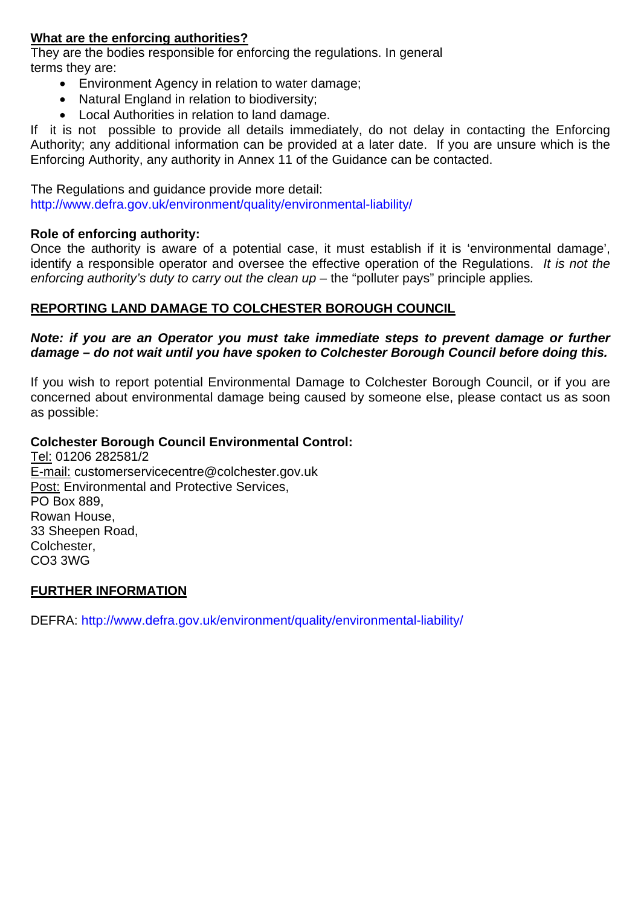**What are the enforcing authorities?**

They are the bodies responsible for enforcing the regulations. In general terms they are:

- Environment Agency in relation to water damage;
- Natural England in relation to biodiversity;
- Local Authorities in relation to land damage.

If it is not possible to provide all details immediately, do not delay in contacting the Enforcing Authority; any additional information can be provided at a later date. If you are unsure which is the Enforcing Authority, any authority in Annex 11 of the Guidance can be contacted.

The Regulations and guidance provide more detail:
http://www.defra.gov.uk/environment/quality/environmental-liability/

**Role of enforcing authority:**

Once the authority is aware of a potential case, it must establish if it is 'environmental damage', identify a responsible operator and oversee the effective operation of the Regulations. *It is not the enforcing authority's duty to carry out the clean up* – the "polluter pays" principle applies*.*

**REPORTING LAND DAMAGE TO COLCHESTER BOROUGH COUNCIL**

***Note: if you are an Operator you must take immediate steps to prevent damage or further damage – do not wait until you have spoken to Colchester Borough Council before doing this.***

If you wish to report potential Environmental Damage to Colchester Borough Council, or if you are concerned about environmental damage being caused by someone else, please contact us as soon as possible:

**Colchester Borough Council Environmental Control:**

Tel: 01206 282581/2
E-mail: customerservicecentre@colchester.gov.uk
Post: Environmental and Protective Services,
PO Box 889,
Rowan House,
33 Sheepen Road,
Colchester,
CO3 3WG

**FURTHER INFORMATION**

DEFRA: http://www.defra.gov.uk/environment/quality/environmental-liability/